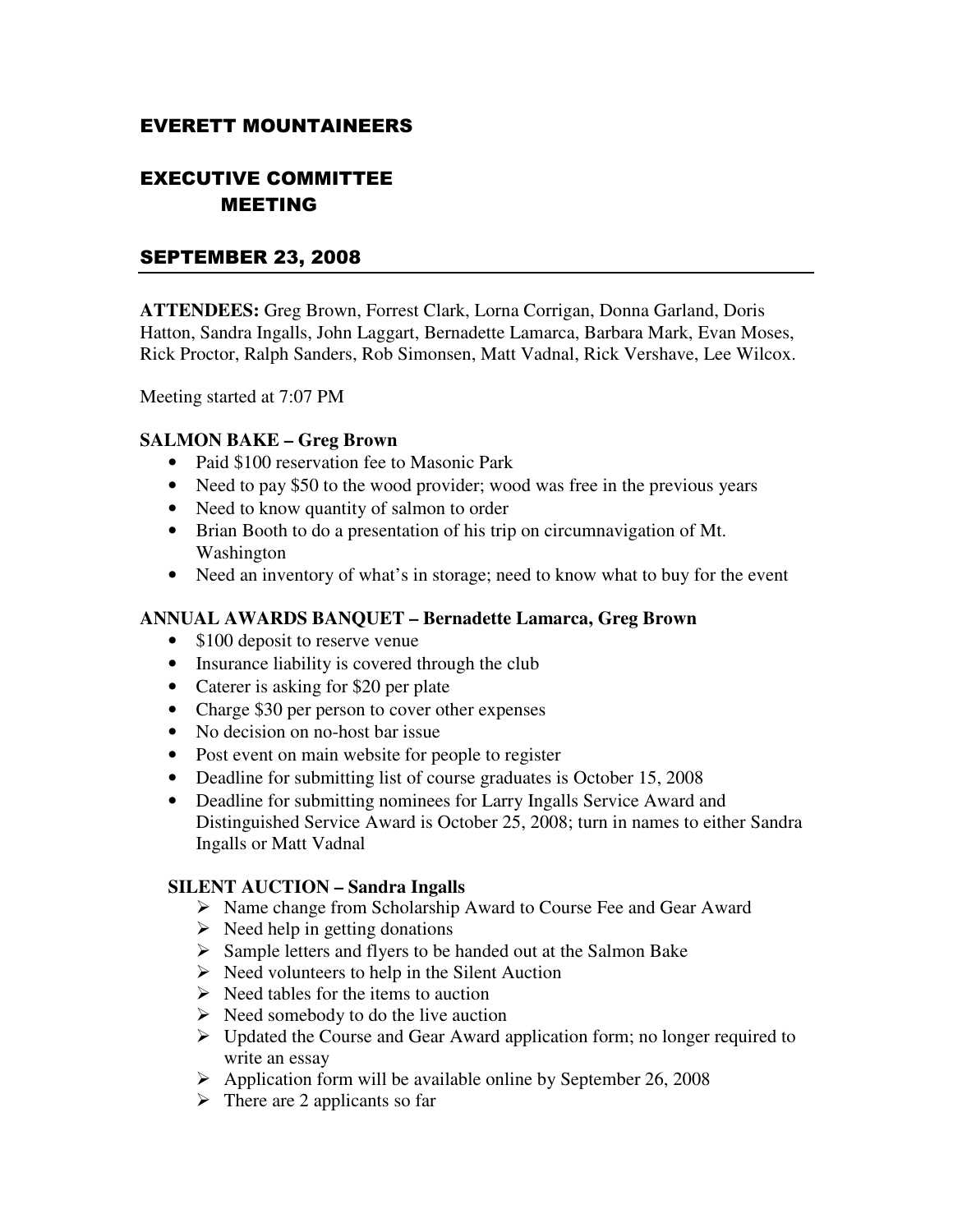# EVERETT MOUNTAINEERS

## EXECUTIVE COMMITTEE MEETING

## SEPTEMBER 23, 2008

**ATTENDEES:** Greg Brown, Forrest Clark, Lorna Corrigan, Donna Garland, Doris Hatton, Sandra Ingalls, John Laggart, Bernadette Lamarca, Barbara Mark, Evan Moses, Rick Proctor, Ralph Sanders, Rob Simonsen, Matt Vadnal, Rick Vershave, Lee Wilcox.

Meeting started at 7:07 PM

**SALMON BAKE – Greg Brown**

- Paid $100 reservation fee to Masonic Park
- Need to pay $50 to the wood provider; wood was free in the previous years
- Need to know quantity of salmon to order
- Brian Booth to do a presentation of his trip on circumnavigation of Mt. Washington
- Need an inventory of what's in storage; need to know what to buy for the event

**ANNUAL AWARDS BANQUET – Bernadette Lamarca, Greg Brown**

- $100 deposit to reserve venue
- Insurance liability is covered through the club
- Caterer is asking for $20 per plate
- Charge $30 per person to cover other expenses
- No decision on no-host bar issue
- Post event on main website for people to register
- Deadline for submitting list of course graduates is October 15, 2008
- Deadline for submitting nominees for Larry Ingalls Service Award and Distinguished Service Award is October 25, 2008; turn in names to either Sandra Ingalls or Matt Vadnal

**SILENT AUCTION – Sandra Ingalls**

- Name change from Scholarship Award to Course Fee and Gear Award
- Need help in getting donations
- Sample letters and flyers to be handed out at the Salmon Bake
- Need volunteers to help in the Silent Auction
- Need tables for the items to auction
- Need somebody to do the live auction
- Updated the Course and Gear Award application form; no longer required to write an essay
- Application form will be available online by September 26, 2008
- There are 2 applicants so far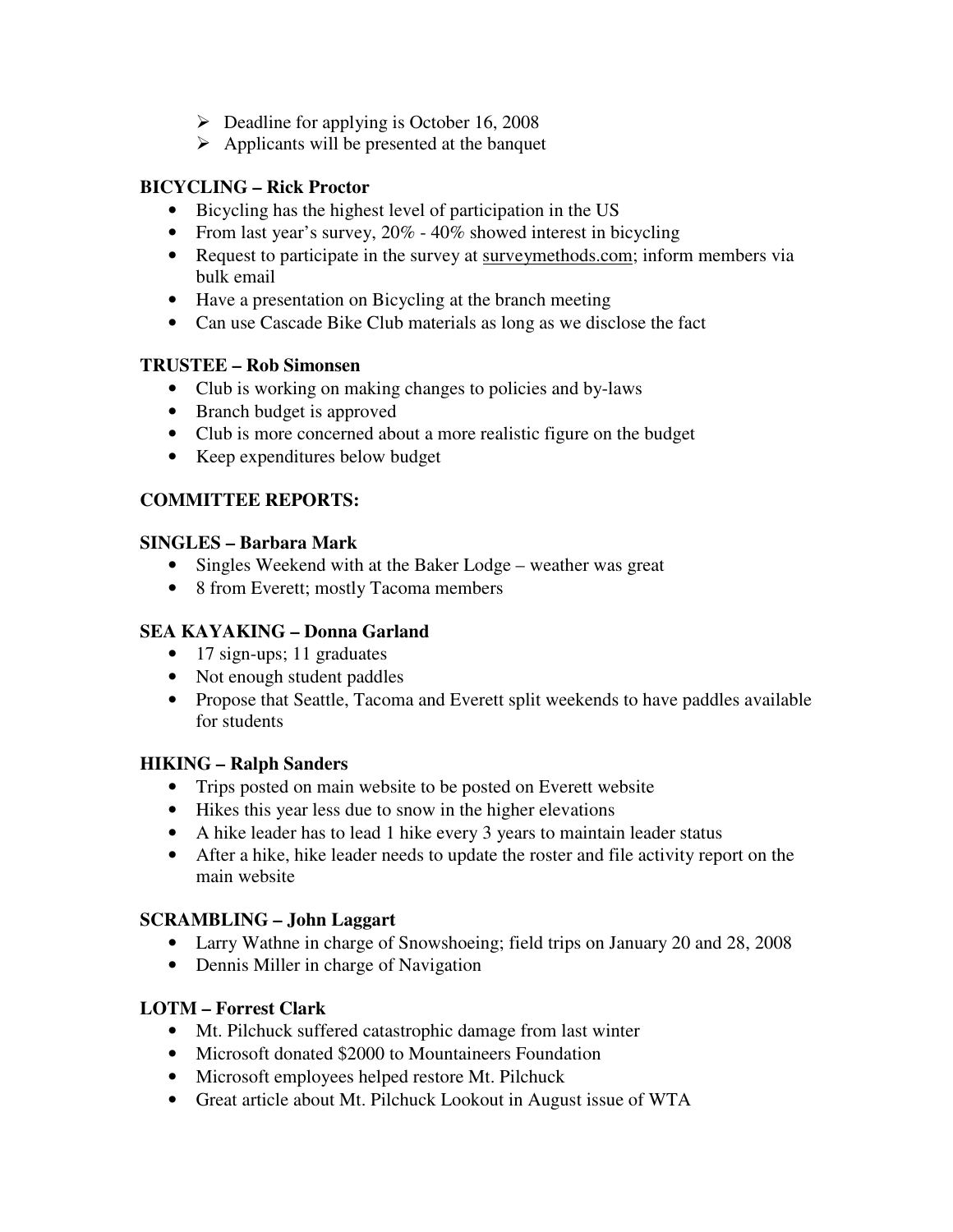- Deadline for applying is October 16, 2008
- Applicants will be presented at the banquet

**BICYCLING – Rick Proctor**

- Bicycling has the highest level of participation in the US
- From last year's survey, 20% - 40% showed interest in bicycling
- Request to participate in the survey at surveymethods.com; inform members via bulk email
- Have a presentation on Bicycling at the branch meeting
- Can use Cascade Bike Club materials as long as we disclose the fact

**TRUSTEE – Rob Simonsen**

- Club is working on making changes to policies and by-laws
- Branch budget is approved
- Club is more concerned about a more realistic figure on the budget
- Keep expenditures below budget

**COMMITTEE REPORTS:**

**SINGLES – Barbara Mark**

- Singles Weekend with at the Baker Lodge – weather was great
- 8 from Everett; mostly Tacoma members

**SEA KAYAKING – Donna Garland**

- 17 sign-ups; 11 graduates
- Not enough student paddles
- Propose that Seattle, Tacoma and Everett split weekends to have paddles available for students

**HIKING – Ralph Sanders**

- Trips posted on main website to be posted on Everett website
- Hikes this year less due to snow in the higher elevations
- A hike leader has to lead 1 hike every 3 years to maintain leader status
- After a hike, hike leader needs to update the roster and file activity report on the main website

**SCRAMBLING – John Laggart**

- Larry Wathne in charge of Snowshoeing; field trips on January 20 and 28, 2008
- Dennis Miller in charge of Navigation

**LOTM – Forrest Clark**

- Mt. Pilchuck suffered catastrophic damage from last winter
- Microsoft donated $2000 to Mountaineers Foundation
- Microsoft employees helped restore Mt. Pilchuck
- Great article about Mt. Pilchuck Lookout in August issue of WTA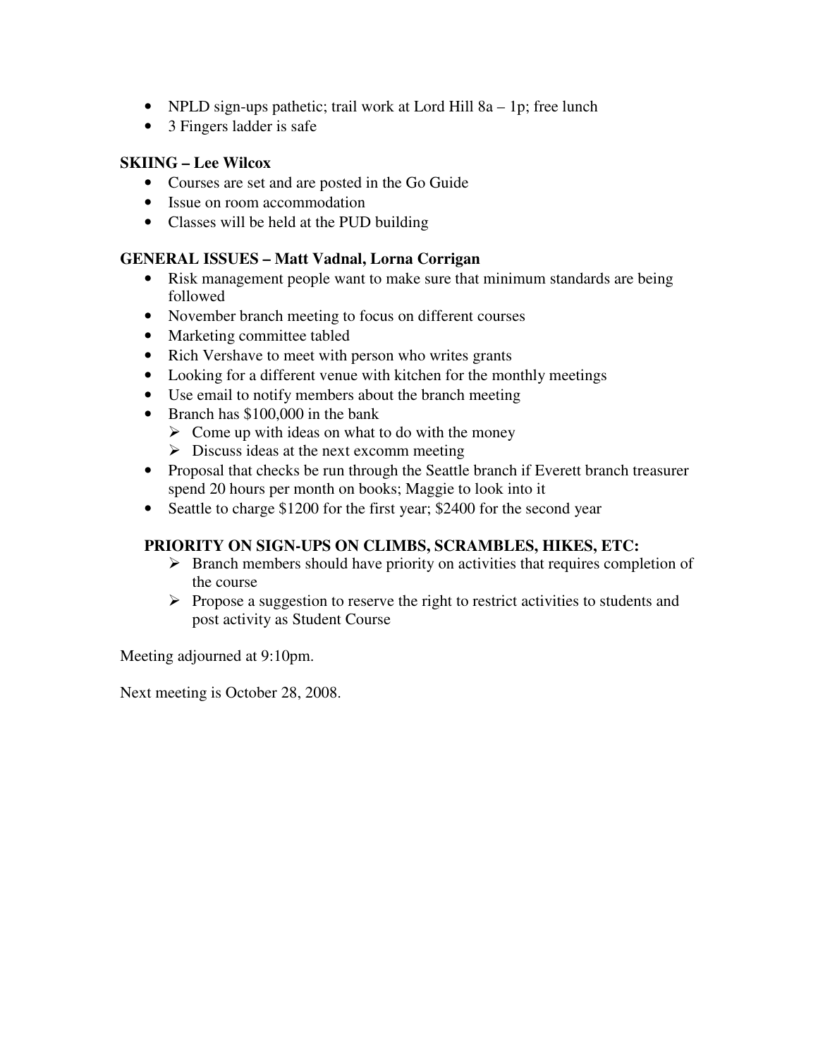- NPLD sign-ups pathetic; trail work at Lord Hill 8a – 1p; free lunch
- 3 Fingers ladder is safe

**SKIING – Lee Wilcox**

- Courses are set and are posted in the Go Guide
- Issue on room accommodation
- Classes will be held at the PUD building

**GENERAL ISSUES – Matt Vadnal, Lorna Corrigan**

- Risk management people want to make sure that minimum standards are being followed
- November branch meeting to focus on different courses
- Marketing committee tabled
- Rich Vershave to meet with person who writes grants
- Looking for a different venue with kitchen for the monthly meetings
- Use email to notify members about the branch meeting
- Branch has $100,000 in the bank
  - Come up with ideas on what to do with the money
  - Discuss ideas at the next excomm meeting
- Proposal that checks be run through the Seattle branch if Everett branch treasurer spend 20 hours per month on books; Maggie to look into it
- Seattle to charge $1200 for the first year; $2400 for the second year

**PRIORITY ON SIGN-UPS ON CLIMBS, SCRAMBLES, HIKES, ETC:**

- Branch members should have priority on activities that requires completion of the course
- Propose a suggestion to reserve the right to restrict activities to students and post activity as Student Course

Meeting adjourned at 9:10pm.

Next meeting is October 28, 2008.